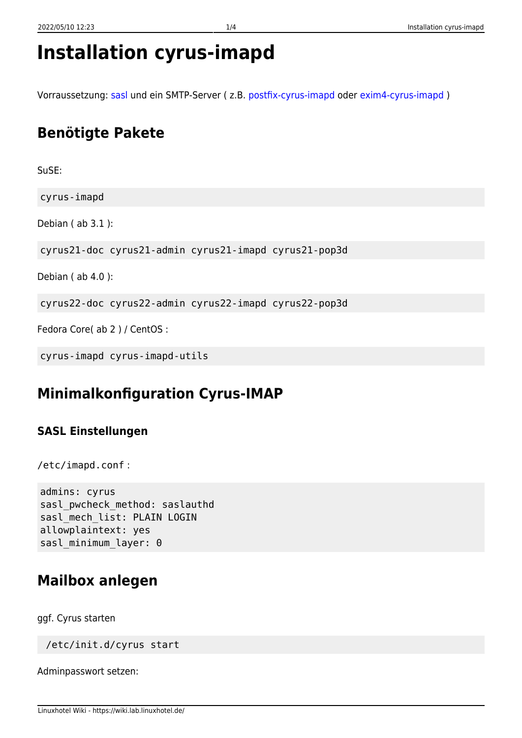# Installation cyrus-imapd

Vorraussetzung: sasl und ein SMTP-Server ( z.B. postfix-cyrus-imapd oder exim4-cyrus-imapd )

## Benötigte Pakete

SuSE:

```
cyrus-imapd
```

Debian ( ab 3.1 ):

```
cyrus21-doc cyrus21-admin cyrus21-imapd cyrus21-pop3d
```

Debian ( ab 4.0 ):

```
cyrus22-doc cyrus22-admin cyrus22-imapd cyrus22-pop3d
```

Fedora Core( ab 2 ) / CentOS :

```
cyrus-imapd cyrus-imapd-utils
```

## Minimalkonfiguration Cyrus-IMAP

### SASL Einstellungen

`/etc/imapd.conf` :

```
admins: cyrus
sasl_pwcheck_method: saslauthd
sasl_mech_list: PLAIN LOGIN
allowplaintext: yes
sasl_minimum_layer: 0
```

## Mailbox anlegen

ggf. Cyrus starten

```
 /etc/init.d/cyrus start
```

Adminpasswort setzen: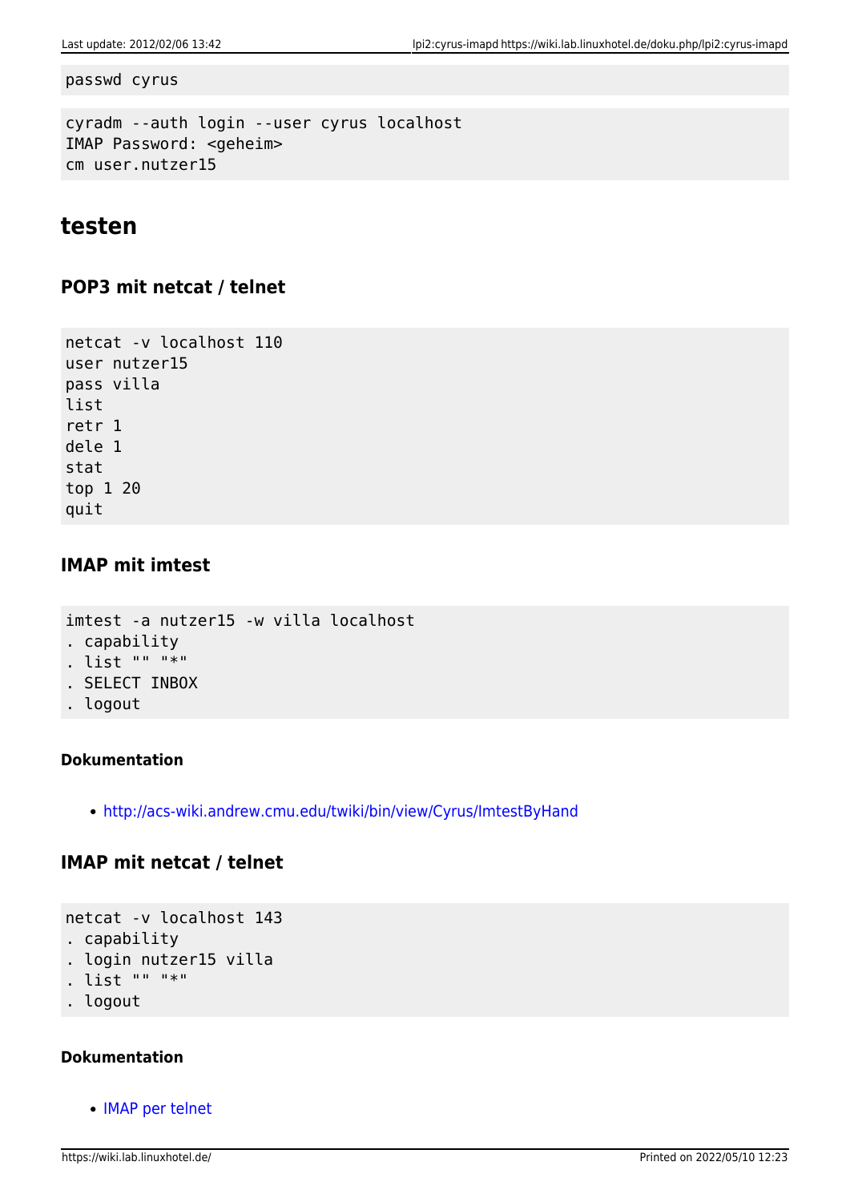```
passwd cyrus
```

```
cyradm --auth login --user cyrus localhost
IMAP Password: <geheim>
cm user.nutzer15
```

## testen

### POP3 mit netcat / telnet

```
netcat -v localhost 110
user nutzer15
pass villa
list
retr 1
dele 1
stat
top 1 20
quit
```

### IMAP mit imtest

```
imtest -a nutzer15 -w villa localhost
. capability
. list "" "*"
. SELECT INBOX
. logout
```

#### Dokumentation

- http://acs-wiki.andrew.cmu.edu/twiki/bin/view/Cyrus/ImtestByHand

### IMAP mit netcat / telnet

```
netcat -v localhost 143
. capability
. login nutzer15 villa
. list "" "*"
. logout
```

#### Dokumentation

- IMAP per telnet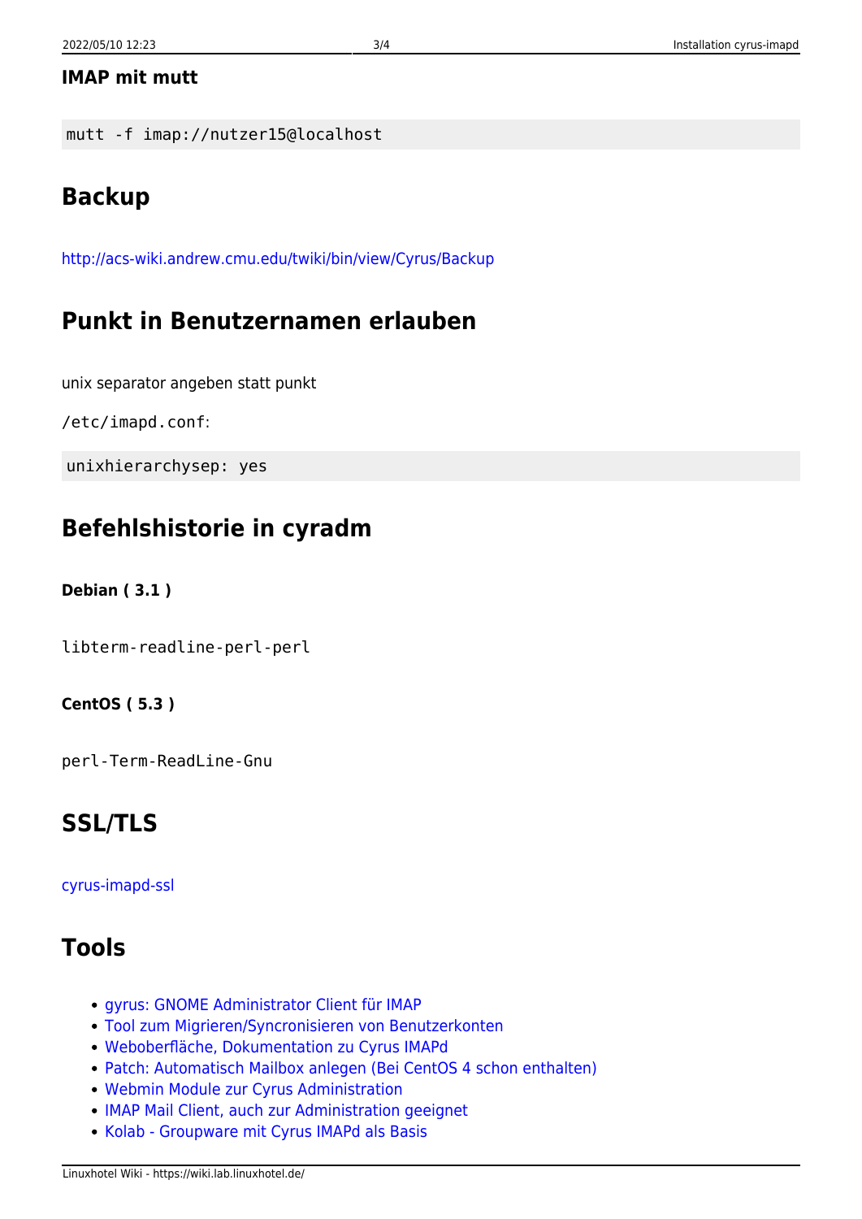#### IMAP mit mutt

```
mutt -f imap://nutzer15@localhost
```

## Backup

http://acs-wiki.andrew.cmu.edu/twiki/bin/view/Cyrus/Backup

## Punkt in Benutzernamen erlauben

unix separator angeben statt punkt

`/etc/imapd.conf`:

```
unixhierarchysep: yes
```

## Befehlshistorie in cyradm

#### Debian ( 3.1 )

```
libterm-readline-perl-perl
```

#### CentOS ( 5.3 )

```
perl-Term-ReadLine-Gnu
```

## SSL/TLS

cyrus-imapd-ssl

## Tools

- gyrus: GNOME Administrator Client für IMAP
- Tool zum Migrieren/Syncronisieren von Benutzerkonten
- Weboberfläche, Dokumentation zu Cyrus IMAPd
- Patch: Automatisch Mailbox anlegen (Bei CentOS 4 schon enthalten)
- Webmin Module zur Cyrus Administration
- IMAP Mail Client, auch zur Administration geeignet
- Kolab - Groupware mit Cyrus IMAPd als Basis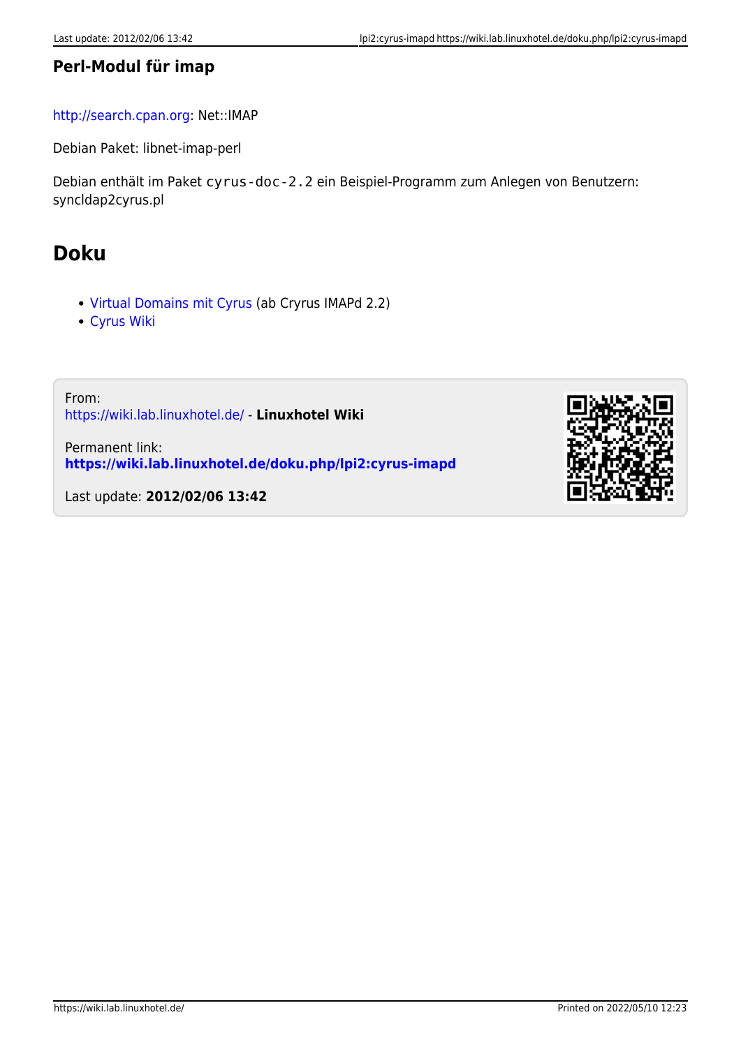### Perl-Modul für imap

http://search.cpan.org: Net::IMAP

Debian Paket: libnet-imap-perl

Debian enthält im Paket `cyrus-doc-2.2` ein Beispiel-Programm zum Anlegen von Benutzern: syncldap2cyrus.pl

## Doku

- Virtual Domains mit Cyrus (ab Cryrus IMAPd 2.2)
- Cyrus Wiki

From:
https://wiki.lab.linuxhotel.de/ - **Linuxhotel Wiki**

Permanent link:
**https://wiki.lab.linuxhotel.de/doku.php/lpi2:cyrus-imapd**

Last update: **2012/02/06 13:42**